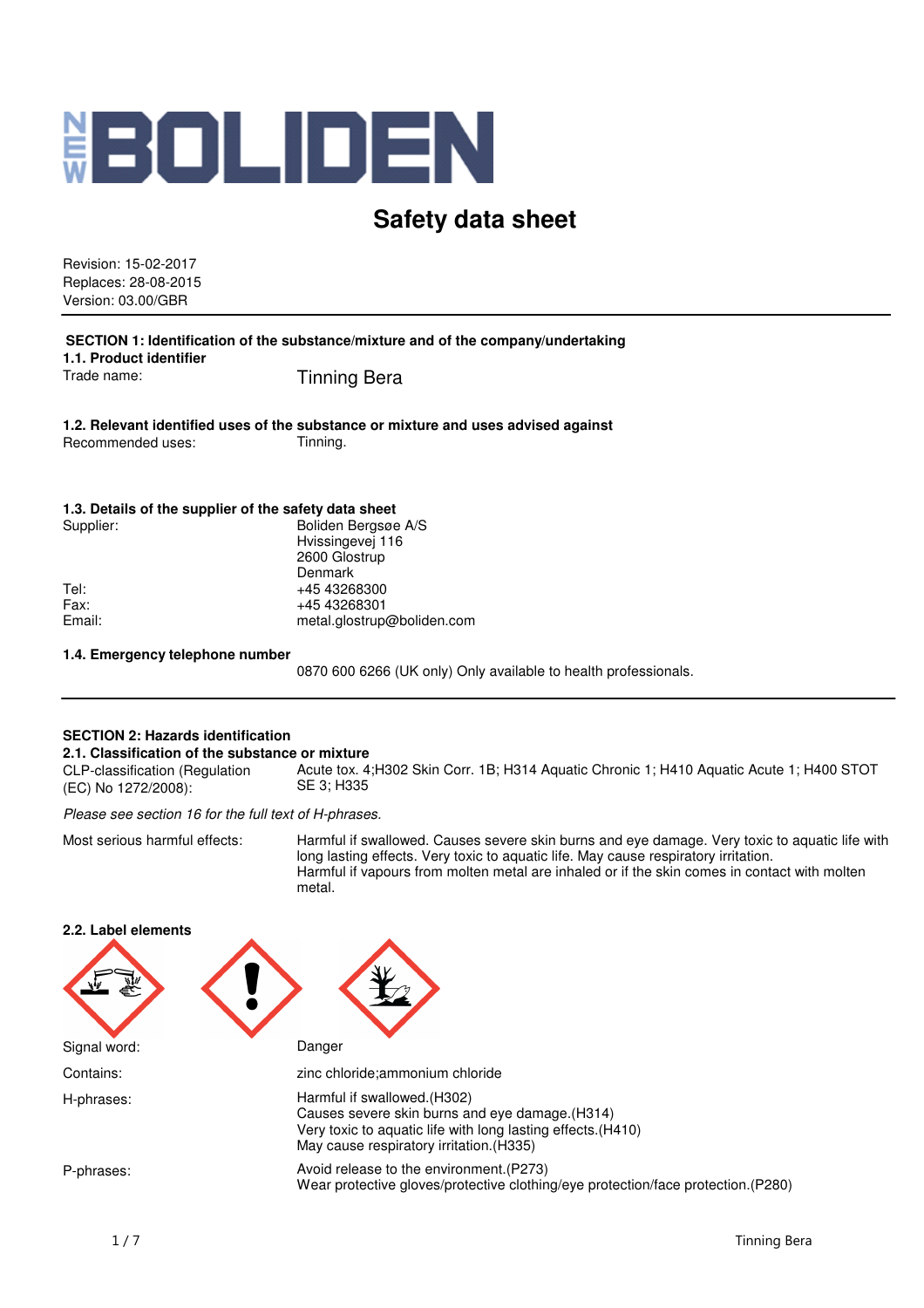# NEW BOLIDEN

## Safety data sheet

Revision: 15-02-2017
Replaces: 28-08-2015
Version: 03.00/GBR

### SECTION 1: Identification of the substance/mixture and of the company/undertaking

**1.1. Product identifier**

Trade name: Tinning Bera

**1.2. Relevant identified uses of the substance or mixture and uses advised against**

Recommended uses: Tinning.

**1.3. Details of the supplier of the safety data sheet**

Supplier: Boliden Bergsøe A/S
Hvissingevej 116
2600 Glostrup
Denmark

Tel: +45 43268300
Fax: +45 43268301
Email: metal.glostrup@boliden.com

**1.4. Emergency telephone number**

0870 600 6266 (UK only) Only available to health professionals.

### SECTION 2: Hazards identification

**2.1. Classification of the substance or mixture**

CLP-classification (Regulation (EC) No 1272/2008): Acute tox. 4;H302 Skin Corr. 1B; H314 Aquatic Chronic 1; H410 Aquatic Acute 1; H400 STOT SE 3; H335

*Please see section 16 for the full text of H-phrases.*

Most serious harmful effects: Harmful if swallowed. Causes severe skin burns and eye damage. Very toxic to aquatic life with long lasting effects. Very toxic to aquatic life. May cause respiratory irritation.
Harmful if vapours from molten metal are inhaled or if the skin comes in contact with molten metal.

**2.2. Label elements**

Signal word: Danger

Contains: zinc chloride;ammonium chloride

H-phrases: Harmful if swallowed.(H302)
Causes severe skin burns and eye damage.(H314)
Very toxic to aquatic life with long lasting effects.(H410)
May cause respiratory irritation.(H335)

P-phrases: Avoid release to the environment.(P273)
Wear protective gloves/protective clothing/eye protection/face protection.(P280)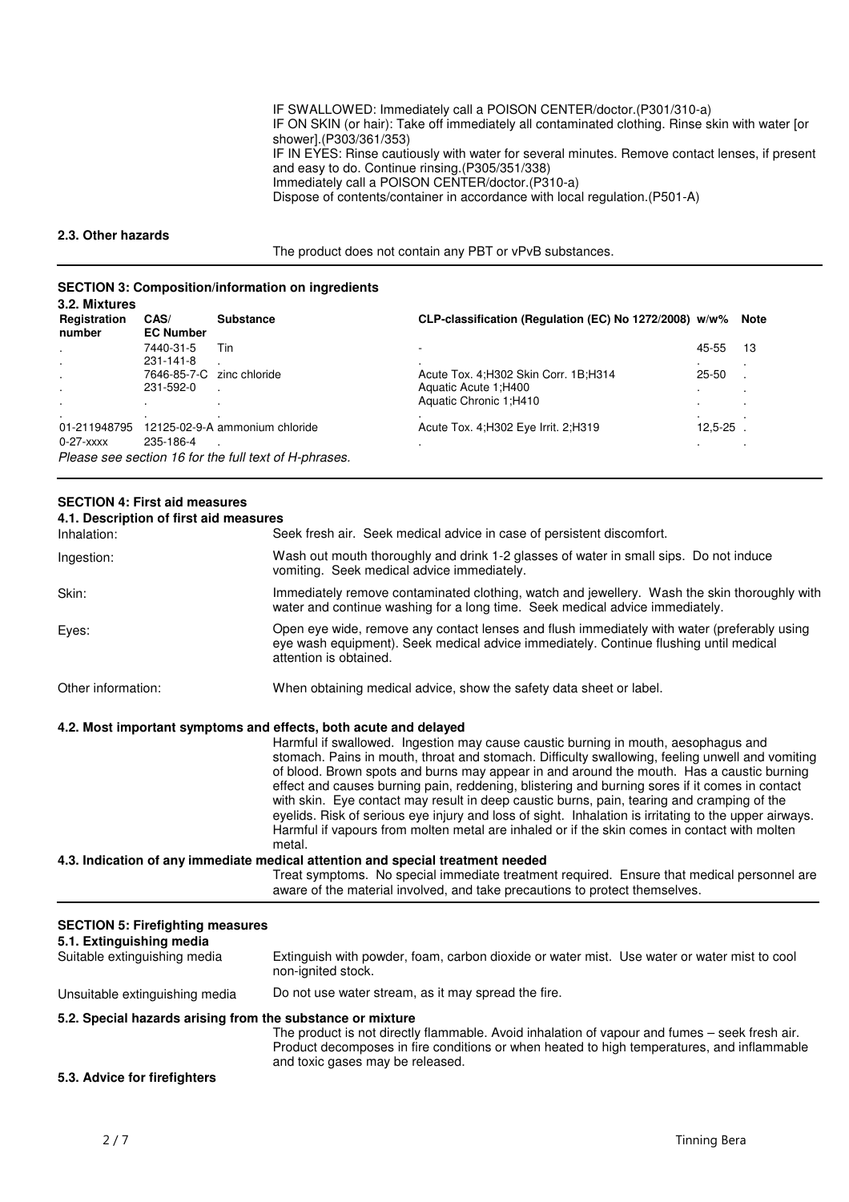IF SWALLOWED: Immediately call a POISON CENTER/doctor.(P301/310-a)
IF ON SKIN (or hair): Take off immediately all contaminated clothing. Rinse skin with water [or shower].(P303/361/353)
IF IN EYES: Rinse cautiously with water for several minutes. Remove contact lenses, if present and easy to do. Continue rinsing.(P305/351/338)
Immediately call a POISON CENTER/doctor.(P310-a)
Dispose of contents/container in accordance with local regulation.(P501-A)

### 2.3. Other hazards

The product does not contain any PBT or vPvB substances.

## SECTION 3: Composition/information on ingredients

### 3.2. Mixtures

| Registration number | CAS/ EC Number | Substance | CLP-classification (Regulation (EC) No 1272/2008) | w/w% | Note |
|---|---|---|---|---|---|
| . | 7440-31-5 | Tin | - | 45-55 | 13 |
| . | 231-141-8 | . | . | . | . |
| . | 7646-85-7-C | zinc chloride | Acute Tox. 4;H302 Skin Corr. 1B;H314 | 25-50 | . |
| . | 231-592-0 | . | Aquatic Acute 1;H400 | . | . |
| . | . | . | Aquatic Chronic 1;H410 | . | . |
| . | . | . | . | . | . |
| 01-211948795 | 12125-02-9-A | ammonium chloride | Acute Tox. 4;H302 Eye Irrit. 2;H319 | 12,5-25 | . |
| 0-27-xxxx | 235-186-4 | . | . | . | . |

*Please see section 16 for the full text of H-phrases.*

## SECTION 4: First aid measures

### 4.1. Description of first aid measures

Inhalation: Seek fresh air. Seek medical advice in case of persistent discomfort.

Ingestion: Wash out mouth thoroughly and drink 1-2 glasses of water in small sips. Do not induce vomiting. Seek medical advice immediately.

Skin: Immediately remove contaminated clothing, watch and jewellery. Wash the skin thoroughly with water and continue washing for a long time. Seek medical advice immediately.

Eyes: Open eye wide, remove any contact lenses and flush immediately with water (preferably using eye wash equipment). Seek medical advice immediately. Continue flushing until medical attention is obtained.

Other information: When obtaining medical advice, show the safety data sheet or label.

### 4.2. Most important symptoms and effects, both acute and delayed

Harmful if swallowed. Ingestion may cause caustic burning in mouth, aesophagus and stomach. Pains in mouth, throat and stomach. Difficulty swallowing, feeling unwell and vomiting of blood. Brown spots and burns may appear in and around the mouth. Has a caustic burning effect and causes burning pain, reddening, blistering and burning sores if it comes in contact with skin. Eye contact may result in deep caustic burns, pain, tearing and cramping of the eyelids. Risk of serious eye injury and loss of sight. Inhalation is irritating to the upper airways. Harmful if vapours from molten metal are inhaled or if the skin comes in contact with molten metal.

### 4.3. Indication of any immediate medical attention and special treatment needed

Treat symptoms. No special immediate treatment required. Ensure that medical personnel are aware of the material involved, and take precautions to protect themselves.

## SECTION 5: Firefighting measures

### 5.1. Extinguishing media

Suitable extinguishing media: Extinguish with powder, foam, carbon dioxide or water mist. Use water or water mist to cool non-ignited stock.

Unsuitable extinguishing media: Do not use water stream, as it may spread the fire.

### 5.2. Special hazards arising from the substance or mixture

The product is not directly flammable. Avoid inhalation of vapour and fumes – seek fresh air. Product decomposes in fire conditions or when heated to high temperatures, and inflammable and toxic gases may be released.

### 5.3. Advice for firefighters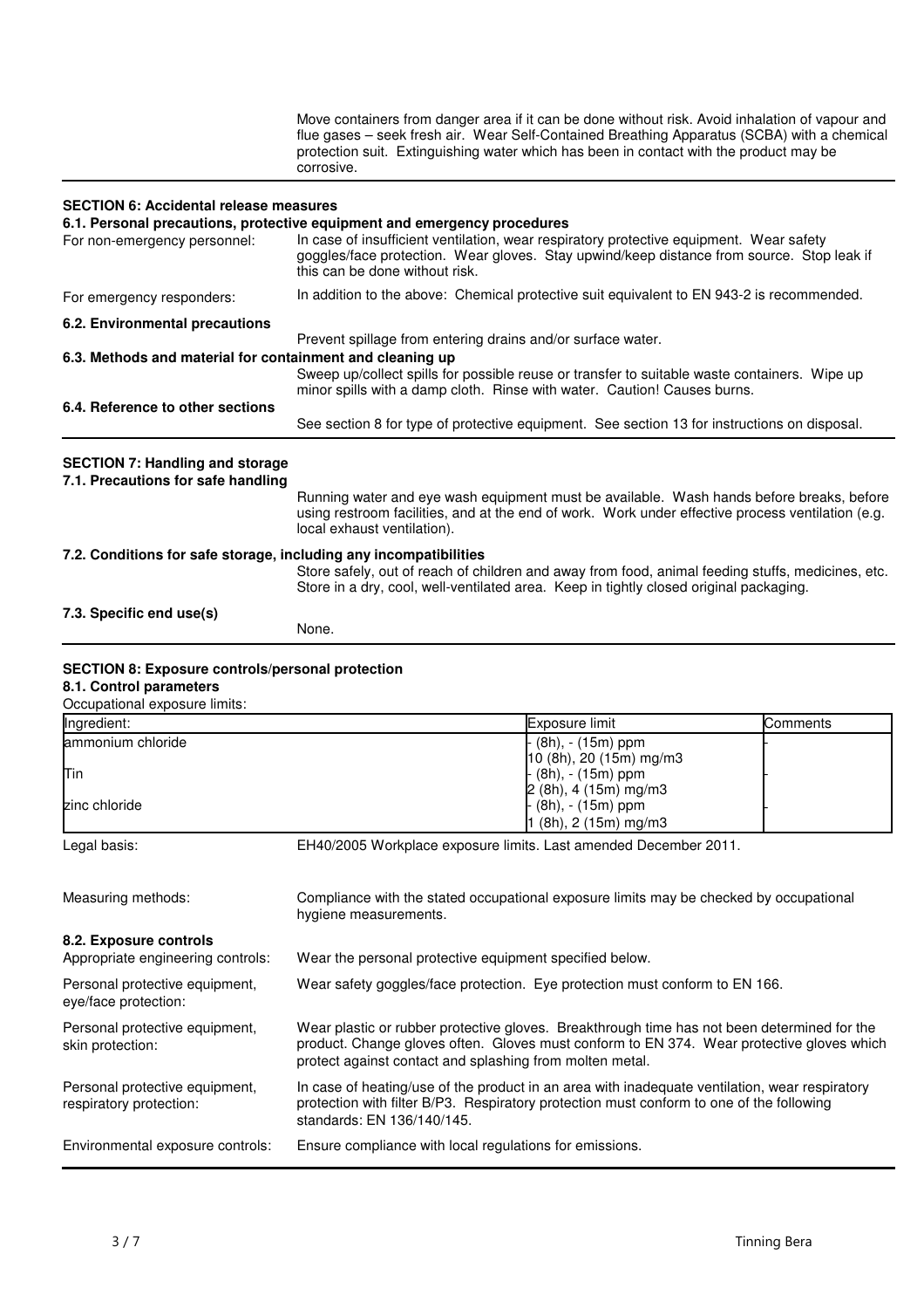Move containers from danger area if it can be done without risk. Avoid inhalation of vapour and flue gases – seek fresh air. Wear Self-Contained Breathing Apparatus (SCBA) with a chemical protection suit. Extinguishing water which has been in contact with the product may be corrosive.

## SECTION 6: Accidental release measures

### 6.1. Personal precautions, protective equipment and emergency procedures

For non-emergency personnel: In case of insufficient ventilation, wear respiratory protective equipment. Wear safety goggles/face protection. Wear gloves. Stay upwind/keep distance from source. Stop leak if this can be done without risk.

For emergency responders: In addition to the above: Chemical protective suit equivalent to EN 943-2 is recommended.

### 6.2. Environmental precautions

Prevent spillage from entering drains and/or surface water.

### 6.3. Methods and material for containment and cleaning up

Sweep up/collect spills for possible reuse or transfer to suitable waste containers. Wipe up minor spills with a damp cloth. Rinse with water. Caution! Causes burns.

### 6.4. Reference to other sections

See section 8 for type of protective equipment. See section 13 for instructions on disposal.

## SECTION 7: Handling and storage

### 7.1. Precautions for safe handling

Running water and eye wash equipment must be available. Wash hands before breaks, before using restroom facilities, and at the end of work. Work under effective process ventilation (e.g. local exhaust ventilation).

### 7.2. Conditions for safe storage, including any incompatibilities

Store safely, out of reach of children and away from food, animal feeding stuffs, medicines, etc. Store in a dry, cool, well-ventilated area. Keep in tightly closed original packaging.

### 7.3. Specific end use(s)

None.

## SECTION 8: Exposure controls/personal protection

### 8.1. Control parameters

Occupational exposure limits:

| Ingredient: | Exposure limit | Comments |
|---|---|---|
| ammonium chloride | - (8h), - (15m) ppm<br>10 (8h), 20 (15m) mg/m3 | - |
| Tin | - (8h), - (15m) ppm<br>2 (8h), 4 (15m) mg/m3 | - |
| zinc chloride | - (8h), - (15m) ppm<br>1 (8h), 2 (15m) mg/m3 | - |

Legal basis: EH40/2005 Workplace exposure limits. Last amended December 2011.

Measuring methods: Compliance with the stated occupational exposure limits may be checked by occupational hygiene measurements.

### 8.2. Exposure controls

Appropriate engineering controls: Wear the personal protective equipment specified below.

Personal protective equipment, eye/face protection: Wear safety goggles/face protection. Eye protection must conform to EN 166.

Personal protective equipment, skin protection: Wear plastic or rubber protective gloves. Breakthrough time has not been determined for the product. Change gloves often. Gloves must conform to EN 374. Wear protective gloves which protect against contact and splashing from molten metal.

Personal protective equipment, respiratory protection: In case of heating/use of the product in an area with inadequate ventilation, wear respiratory protection with filter B/P3. Respiratory protection must conform to one of the following standards: EN 136/140/145.

Environmental exposure controls: Ensure compliance with local regulations for emissions.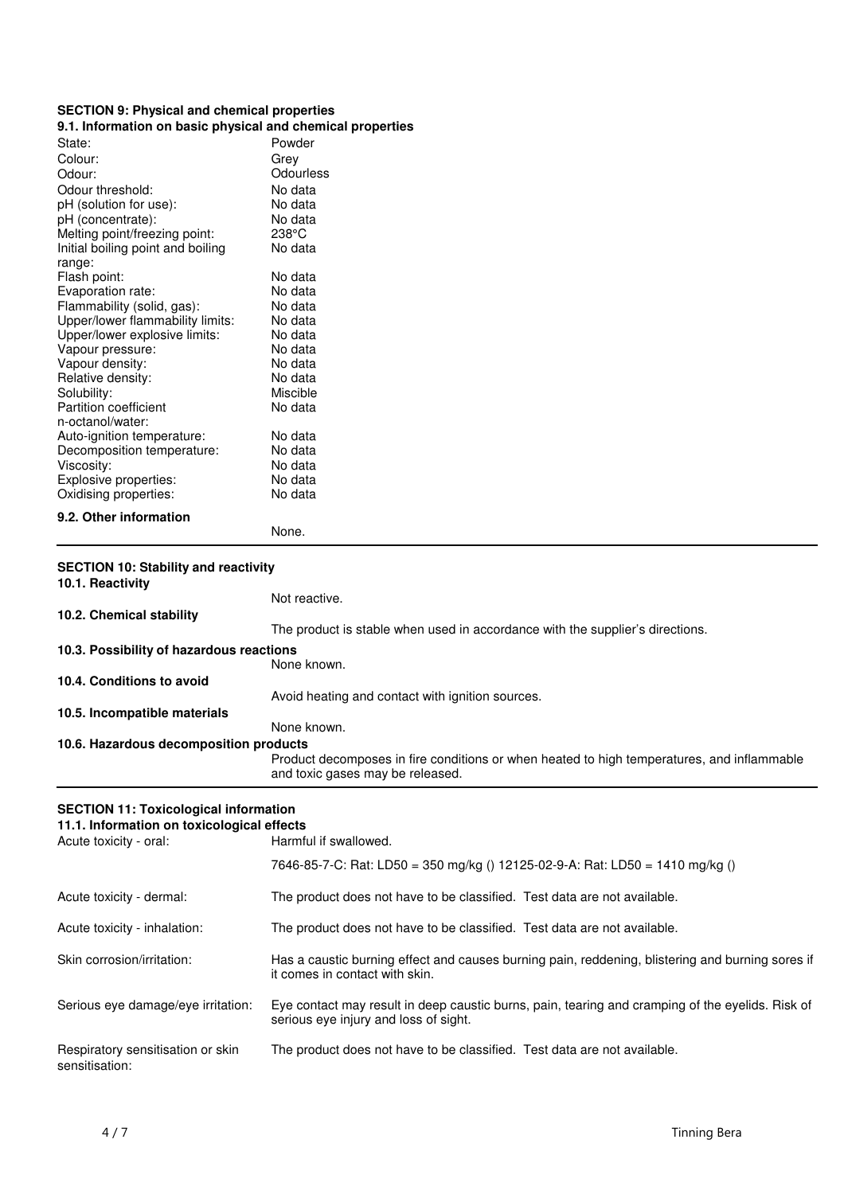## SECTION 9: Physical and chemical properties

### 9.1. Information on basic physical and chemical properties

| Property | Value |
|---|---|
| State: | Powder |
| Colour: | Grey |
| Odour: | Odourless |
| Odour threshold: | No data |
| pH (solution for use): | No data |
| pH (concentrate): | No data |
| Melting point/freezing point: | 238°C |
| Initial boiling point and boiling range: | No data |
| Flash point: | No data |
| Evaporation rate: | No data |
| Flammability (solid, gas): | No data |
| Upper/lower flammability limits: | No data |
| Upper/lower explosive limits: | No data |
| Vapour pressure: | No data |
| Vapour density: | No data |
| Relative density: | No data |
| Solubility: | Miscible |
| Partition coefficient n-octanol/water: | No data |
| Auto-ignition temperature: | No data |
| Decomposition temperature: | No data |
| Viscosity: | No data |
| Explosive properties: | No data |
| Oxidising properties: | No data |

### 9.2. Other information

None.

## SECTION 10: Stability and reactivity

### 10.1. Reactivity

Not reactive.

### 10.2. Chemical stability

The product is stable when used in accordance with the supplier's directions.

### 10.3. Possibility of hazardous reactions

None known.

### 10.4. Conditions to avoid

Avoid heating and contact with ignition sources.

### 10.5. Incompatible materials

None known.

### 10.6. Hazardous decomposition products

Product decomposes in fire conditions or when heated to high temperatures, and inflammable and toxic gases may be released.

## SECTION 11: Toxicological information

### 11.1. Information on toxicological effects

| Effect | Information |
|---|---|
| Acute toxicity - oral: | Harmful if swallowed.<br><br>7646-85-7-C: Rat: LD50 = 350 mg/kg () 12125-02-9-A: Rat: LD50 = 1410 mg/kg () |
| Acute toxicity - dermal: | The product does not have to be classified. Test data are not available. |
| Acute toxicity - inhalation: | The product does not have to be classified. Test data are not available. |
| Skin corrosion/irritation: | Has a caustic burning effect and causes burning pain, reddening, blistering and burning sores if it comes in contact with skin. |
| Serious eye damage/eye irritation: | Eye contact may result in deep caustic burns, pain, tearing and cramping of the eyelids. Risk of serious eye injury and loss of sight. |
| Respiratory sensitisation or skin sensitisation: | The product does not have to be classified. Test data are not available. |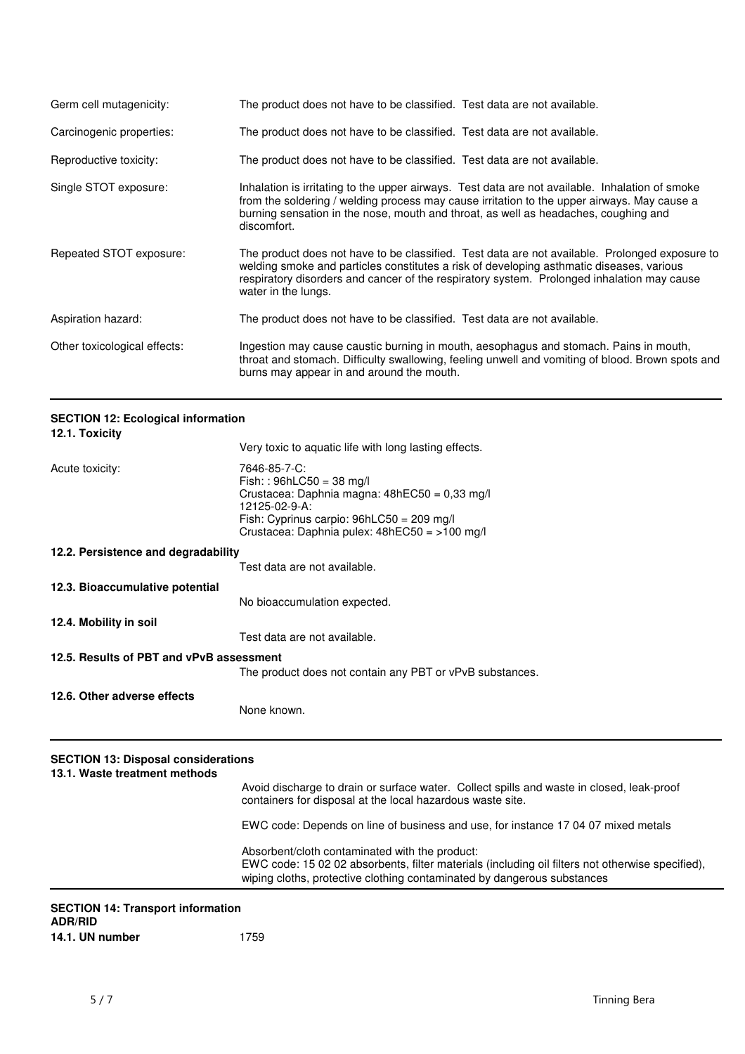| | |
|---|---|
| Germ cell mutagenicity: | The product does not have to be classified. Test data are not available. |
| Carcinogenic properties: | The product does not have to be classified. Test data are not available. |
| Reproductive toxicity: | The product does not have to be classified. Test data are not available. |
| Single STOT exposure: | Inhalation is irritating to the upper airways. Test data are not available. Inhalation of smoke from the soldering / welding process may cause irritation to the upper airways. May cause a burning sensation in the nose, mouth and throat, as well as headaches, coughing and discomfort. |
| Repeated STOT exposure: | The product does not have to be classified. Test data are not available. Prolonged exposure to welding smoke and particles constitutes a risk of developing asthmatic diseases, various respiratory disorders and cancer of the respiratory system. Prolonged inhalation may cause water in the lungs. |
| Aspiration hazard: | The product does not have to be classified. Test data are not available. |
| Other toxicological effects: | Ingestion may cause caustic burning in mouth, aesophagus and stomach. Pains in mouth, throat and stomach. Difficulty swallowing, feeling unwell and vomiting of blood. Brown spots and burns may appear in and around the mouth. |

## SECTION 12: Ecological information

### 12.1. Toxicity

Very toxic to aquatic life with long lasting effects.

Acute toxicity:

7646-85-7-C:
Fish: : 96hLC50 = 38 mg/l
Crustacea: Daphnia magna: 48hEC50 = 0,33 mg/l
12125-02-9-A:
Fish: Cyprinus carpio: 96hLC50 = 209 mg/l
Crustacea: Daphnia pulex: 48hEC50 = >100 mg/l

### 12.2. Persistence and degradability

Test data are not available.

### 12.3. Bioaccumulative potential

No bioaccumulation expected.

### 12.4. Mobility in soil

Test data are not available.

### 12.5. Results of PBT and vPvB assessment

The product does not contain any PBT or vPvB substances.

### 12.6. Other adverse effects

None known.

## SECTION 13: Disposal considerations

### 13.1. Waste treatment methods

Avoid discharge to drain or surface water. Collect spills and waste in closed, leak-proof containers for disposal at the local hazardous waste site.

EWC code: Depends on line of business and use, for instance 17 04 07 mixed metals

Absorbent/cloth contaminated with the product:
EWC code: 15 02 02 absorbents, filter materials (including oil filters not otherwise specified), wiping cloths, protective clothing contaminated by dangerous substances

## SECTION 14: Transport information

**ADR/RID**

**14.1. UN number** 1759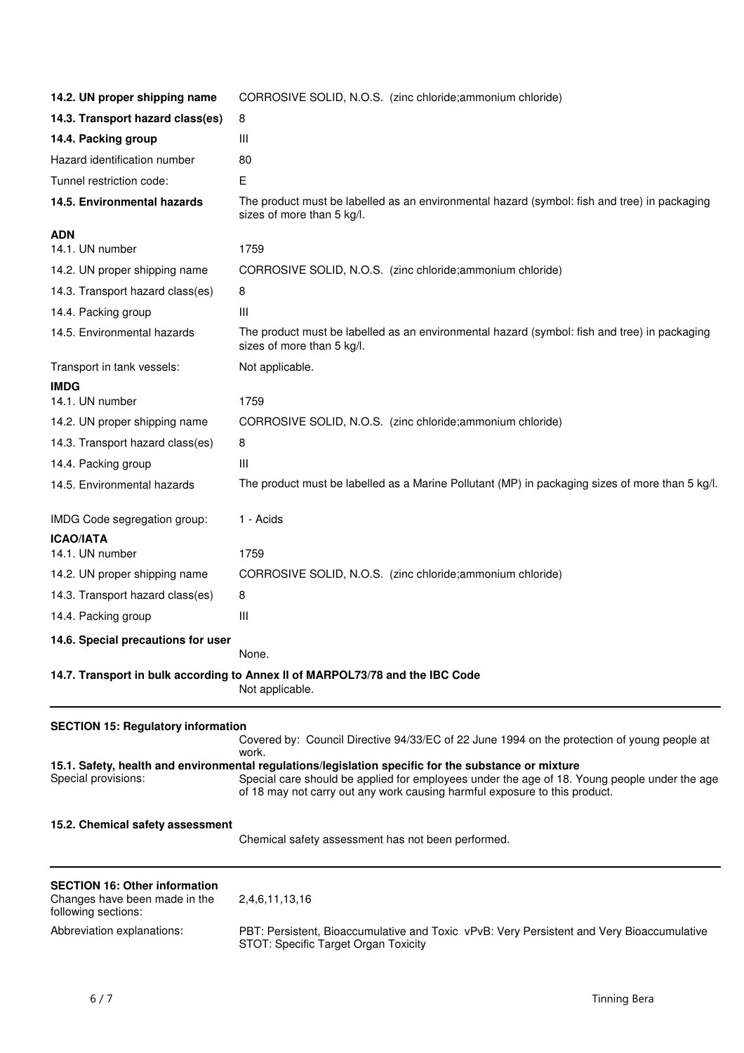| | |
|---|---|
| **14.2. UN proper shipping name** | CORROSIVE SOLID, N.O.S. (zinc chloride;ammonium chloride) |
| **14.3. Transport hazard class(es)** | 8 |
| **14.4. Packing group** | III |
| Hazard identification number | 80 |
| Tunnel restriction code: | E |
| **14.5. Environmental hazards** | The product must be labelled as an environmental hazard (symbol: fish and tree) in packaging sizes of more than 5 kg/l. |

**ADN**

| | |
|---|---|
| 14.1. UN number | 1759 |
| 14.2. UN proper shipping name | CORROSIVE SOLID, N.O.S. (zinc chloride;ammonium chloride) |
| 14.3. Transport hazard class(es) | 8 |
| 14.4. Packing group | III |
| 14.5. Environmental hazards | The product must be labelled as an environmental hazard (symbol: fish and tree) in packaging sizes of more than 5 kg/l. |
| Transport in tank vessels: | Not applicable. |

**IMDG**

| | |
|---|---|
| 14.1. UN number | 1759 |
| 14.2. UN proper shipping name | CORROSIVE SOLID, N.O.S. (zinc chloride;ammonium chloride) |
| 14.3. Transport hazard class(es) | 8 |
| 14.4. Packing group | III |
| 14.5. Environmental hazards | The product must be labelled as a Marine Pollutant (MP) in packaging sizes of more than 5 kg/l. |
| IMDG Code segregation group: | 1 - Acids |

**ICAO/IATA**

| | |
|---|---|
| 14.1. UN number | 1759 |
| 14.2. UN proper shipping name | CORROSIVE SOLID, N.O.S. (zinc chloride;ammonium chloride) |
| 14.3. Transport hazard class(es) | 8 |
| 14.4. Packing group | III |

**14.6. Special precautions for user**

None.

**14.7. Transport in bulk according to Annex II of MARPOL73/78 and the IBC Code**

Not applicable.

## SECTION 15: Regulatory information

Covered by: Council Directive 94/33/EC of 22 June 1994 on the protection of young people at work.

**15.1. Safety, health and environmental regulations/legislation specific for the substance or mixture**

| | |
|---|---|
| Special provisions: | Special care should be applied for employees under the age of 18. Young people under the age of 18 may not carry out any work causing harmful exposure to this product. |

**15.2. Chemical safety assessment**

Chemical safety assessment has not been performed.

## SECTION 16: Other information

| | |
|---|---|
| Changes have been made in the following sections: | 2,4,6,11,13,16 |
| Abbreviation explanations: | PBT: Persistent, Bioaccumulative and Toxic vPvB: Very Persistent and Very Bioaccumulative STOT: Specific Target Organ Toxicity |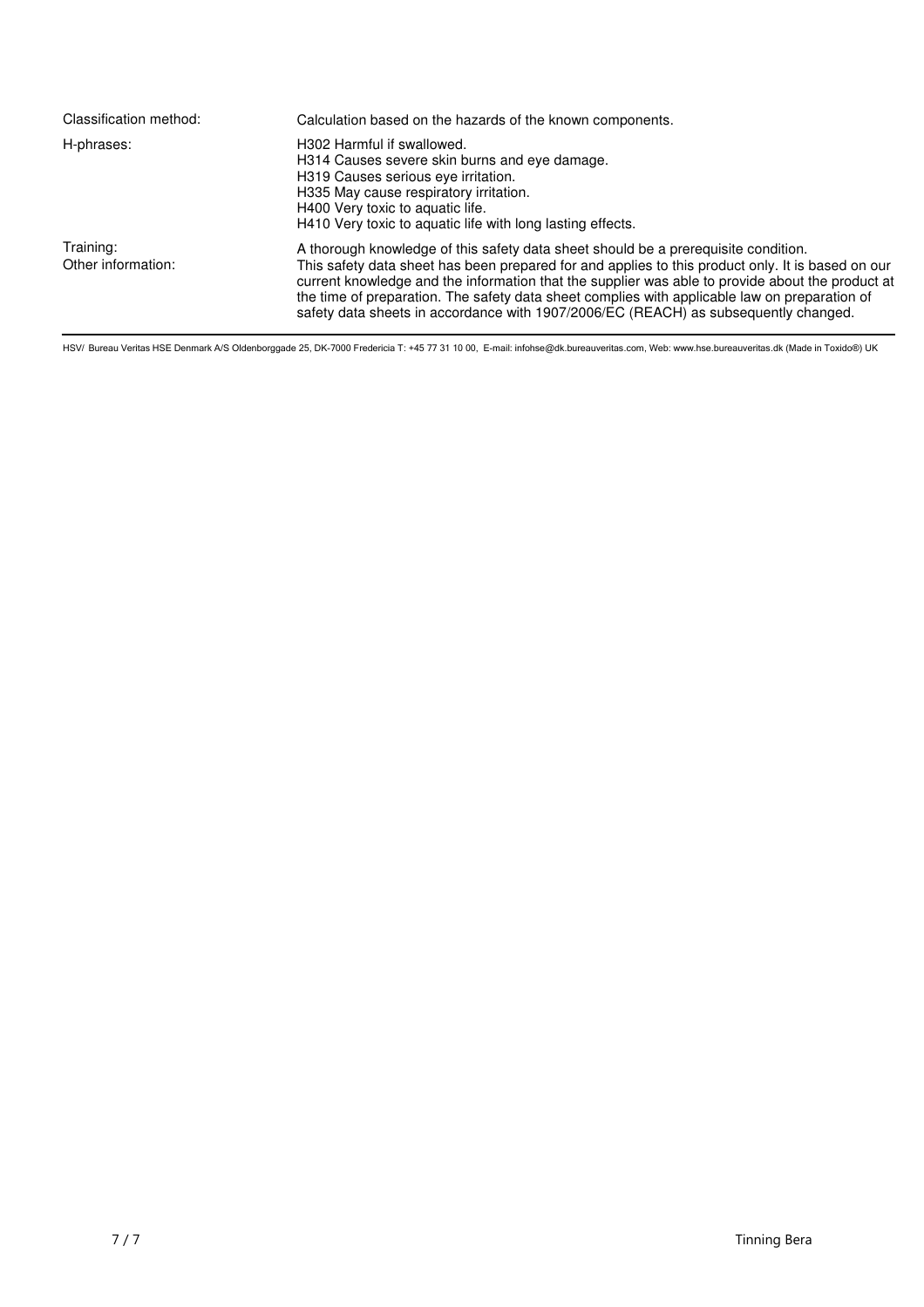| | |
|---|---|
| Classification method: | Calculation based on the hazards of the known components. |
| H-phrases: | H302 Harmful if swallowed.<br>H314 Causes severe skin burns and eye damage.<br>H319 Causes serious eye irritation.<br>H335 May cause respiratory irritation.<br>H400 Very toxic to aquatic life.<br>H410 Very toxic to aquatic life with long lasting effects. |
| Training: | A thorough knowledge of this safety data sheet should be a prerequisite condition. |
| Other information: | This safety data sheet has been prepared for and applies to this product only. It is based on our current knowledge and the information that the supplier was able to provide about the product at the time of preparation. The safety data sheet complies with applicable law on preparation of safety data sheets in accordance with 1907/2006/EC (REACH) as subsequently changed. |

HSV/ Bureau Veritas HSE Denmark A/S Oldenborggade 25, DK-7000 Fredericia T: +45 77 31 10 00, E-mail: infohse@dk.bureauveritas.com, Web: www.hse.bureauveritas.dk (Made in Toxido®) UK